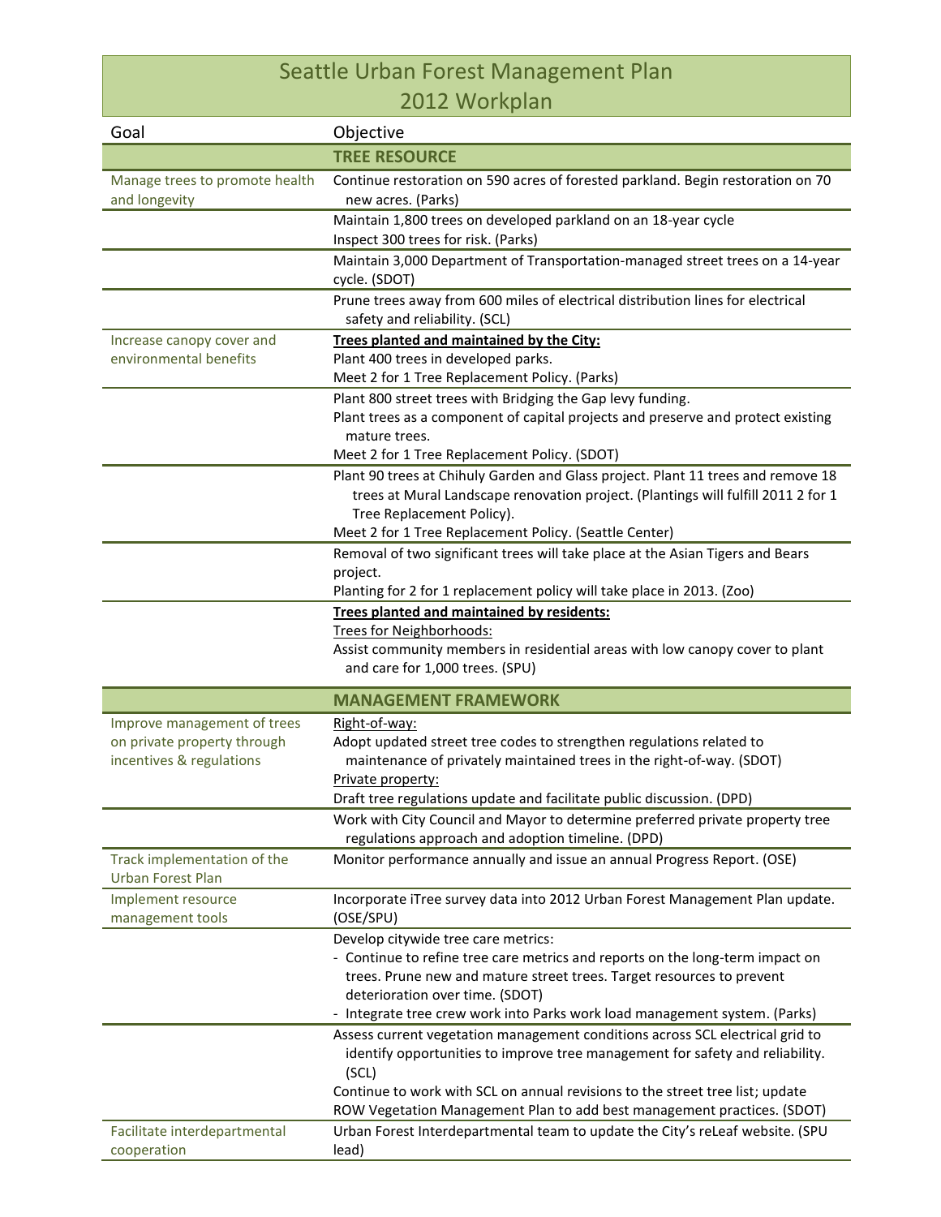# Seattle Urban Forest Management Plan
## 2012 Workplan

| Goal | Objective |
|---|---|
| | **TREE RESOURCE** |
| Manage trees to promote health and longevity | Continue restoration on 590 acres of forested parkland. Begin restoration on 70 new acres. (Parks) |
| | Maintain 1,800 trees on developed parkland on an 18-year cycle<br>Inspect 300 trees for risk. (Parks) |
| | Maintain 3,000 Department of Transportation-managed street trees on a 14-year cycle. (SDOT) |
| | Prune trees away from 600 miles of electrical distribution lines for electrical safety and reliability. (SCL) |
| Increase canopy cover and environmental benefits | **<u>Trees planted and maintained by the City:</u>**<br>Plant 400 trees in developed parks.<br>Meet 2 for 1 Tree Replacement Policy. (Parks) |
| | Plant 800 street trees with Bridging the Gap levy funding.<br>Plant trees as a component of capital projects and preserve and protect existing mature trees.<br>Meet 2 for 1 Tree Replacement Policy. (SDOT) |
| | Plant 90 trees at Chihuly Garden and Glass project. Plant 11 trees and remove 18 trees at Mural Landscape renovation project. (Plantings will fulfill 2011 2 for 1 Tree Replacement Policy).<br>Meet 2 for 1 Tree Replacement Policy. (Seattle Center) |
| | Removal of two significant trees will take place at the Asian Tigers and Bears project.<br>Planting for 2 for 1 replacement policy will take place in 2013. (Zoo) |
| | **<u>Trees planted and maintained by residents:</u>**<br><u>Trees for Neighborhoods:</u><br>Assist community members in residential areas with low canopy cover to plant and care for 1,000 trees. (SPU) |
| | **MANAGEMENT FRAMEWORK** |
| Improve management of trees on private property through incentives & regulations | <u>Right-of-way:</u><br>Adopt updated street tree codes to strengthen regulations related to maintenance of privately maintained trees in the right-of-way. (SDOT)<br><u>Private property:</u><br>Draft tree regulations update and facilitate public discussion. (DPD) |
| | Work with City Council and Mayor to determine preferred private property tree regulations approach and adoption timeline. (DPD) |
| Track implementation of the Urban Forest Plan | Monitor performance annually and issue an annual Progress Report. (OSE) |
| Implement resource management tools | Incorporate iTree survey data into 2012 Urban Forest Management Plan update. (OSE/SPU) |
| | Develop citywide tree care metrics:<br>- Continue to refine tree care metrics and reports on the long-term impact on trees. Prune new and mature street trees. Target resources to prevent deterioration over time. (SDOT)<br>- Integrate tree crew work into Parks work load management system. (Parks) |
| | Assess current vegetation management conditions across SCL electrical grid to identify opportunities to improve tree management for safety and reliability. (SCL)<br>Continue to work with SCL on annual revisions to the street tree list; update ROW Vegetation Management Plan to add best management practices. (SDOT) |
| Facilitate interdepartmental cooperation | Urban Forest Interdepartmental team to update the City's reLeaf website. (SPU lead) |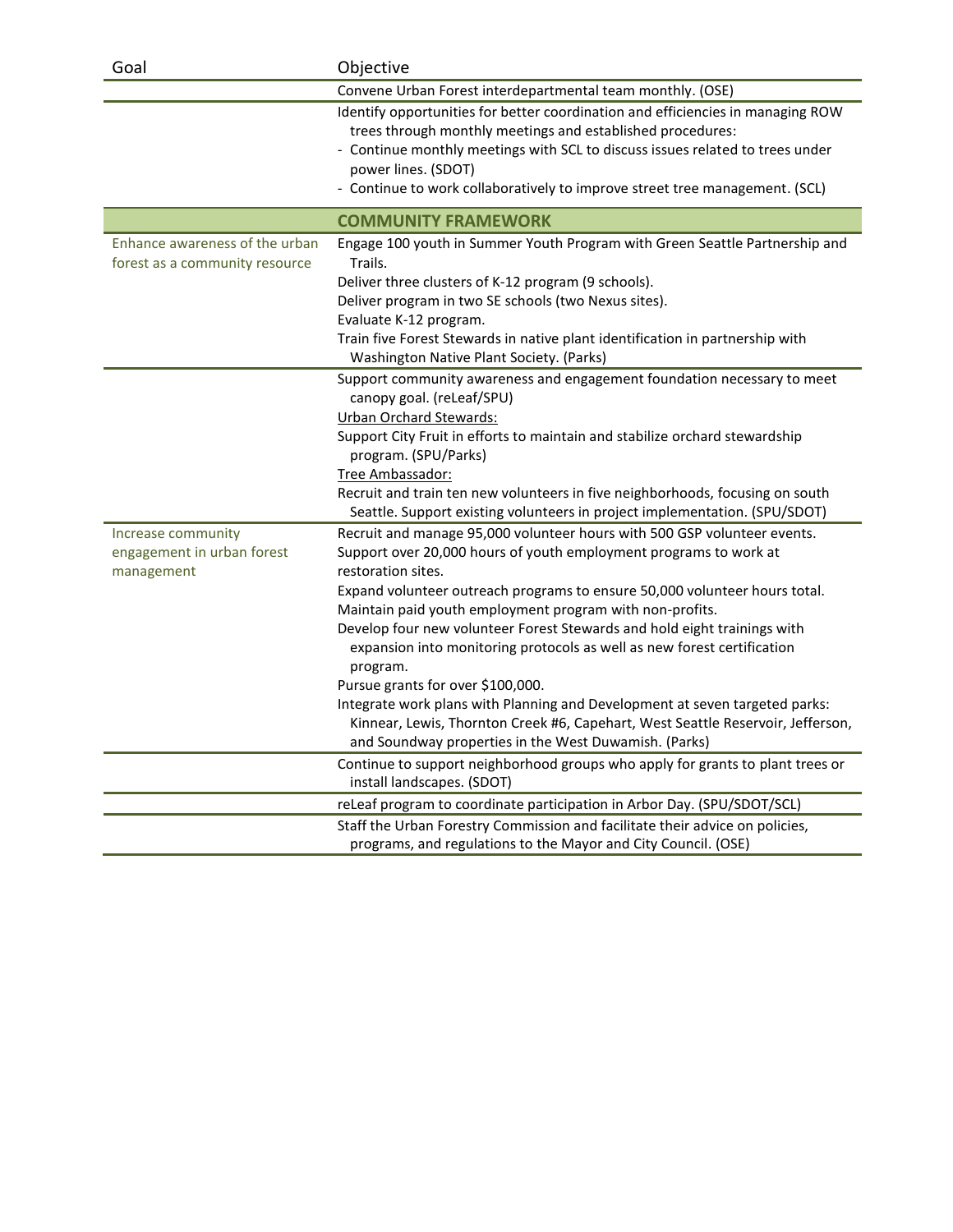| Goal | Objective |
|---|---|
| | Convene Urban Forest interdepartmental team monthly. (OSE) |
| | Identify opportunities for better coordination and efficiencies in managing ROW trees through monthly meetings and established procedures:<br>- Continue monthly meetings with SCL to discuss issues related to trees under power lines. (SDOT)<br>- Continue to work collaboratively to improve street tree management. (SCL) |
| | **COMMUNITY FRAMEWORK** |
| Enhance awareness of the urban forest as a community resource | Engage 100 youth in Summer Youth Program with Green Seattle Partnership and Trails.<br>Deliver three clusters of K-12 program (9 schools).<br>Deliver program in two SE schools (two Nexus sites).<br>Evaluate K-12 program.<br>Train five Forest Stewards in native plant identification in partnership with Washington Native Plant Society. (Parks) |
| | Support community awareness and engagement foundation necessary to meet canopy goal. (reLeaf/SPU)<br>Urban Orchard Stewards:<br>Support City Fruit in efforts to maintain and stabilize orchard stewardship program. (SPU/Parks)<br>Tree Ambassador:<br>Recruit and train ten new volunteers in five neighborhoods, focusing on south Seattle. Support existing volunteers in project implementation. (SPU/SDOT) |
| Increase community engagement in urban forest management | Recruit and manage 95,000 volunteer hours with 500 GSP volunteer events.<br>Support over 20,000 hours of youth employment programs to work at restoration sites.<br>Expand volunteer outreach programs to ensure 50,000 volunteer hours total.<br>Maintain paid youth employment program with non-profits.<br>Develop four new volunteer Forest Stewards and hold eight trainings with expansion into monitoring protocols as well as new forest certification program.<br>Pursue grants for over $100,000.<br>Integrate work plans with Planning and Development at seven targeted parks: Kinnear, Lewis, Thornton Creek #6, Capehart, West Seattle Reservoir, Jefferson, and Soundway properties in the West Duwamish. (Parks) |
| | Continue to support neighborhood groups who apply for grants to plant trees or install landscapes. (SDOT) |
| | reLeaf program to coordinate participation in Arbor Day. (SPU/SDOT/SCL) |
| | Staff the Urban Forestry Commission and facilitate their advice on policies, programs, and regulations to the Mayor and City Council. (OSE) |